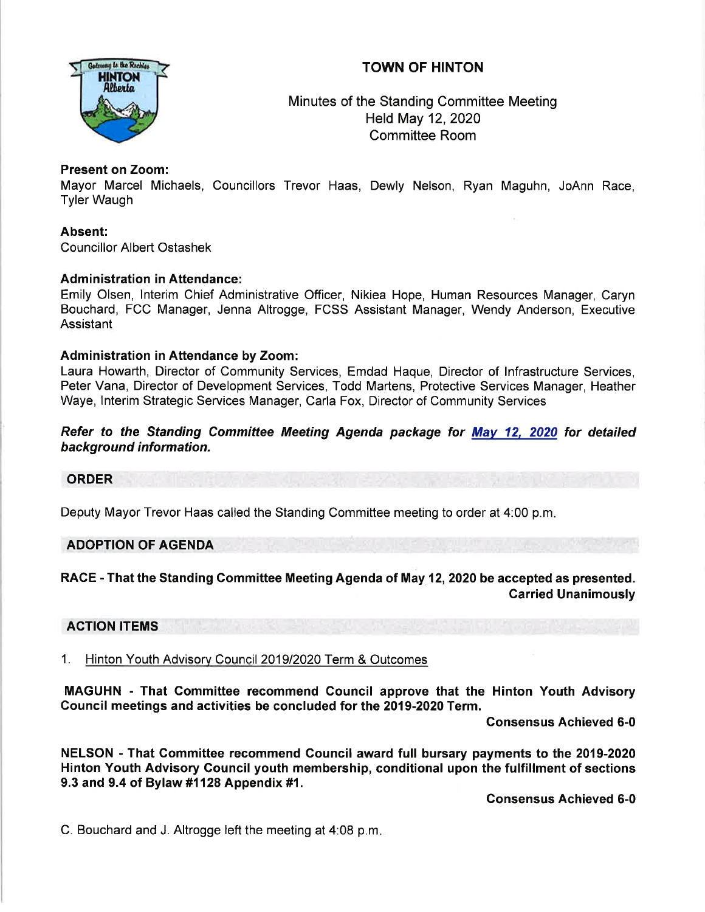# TOWN OF HINTON

Minutes of the Standing Committee Meeting
Held May 12, 2020
Committee Room

**Present on Zoom:**
Mayor Marcel Michaels, Councillors Trevor Haas, Dewly Nelson, Ryan Maguhn, JoAnn Race, Tyler Waugh

**Absent:**
Councillor Albert Ostashek

**Administration in Attendance:**
Emily Olsen, Interim Chief Administrative Officer, Nikiea Hope, Human Resources Manager, Caryn Bouchard, FCC Manager, Jenna Altrogge, FCSS Assistant Manager, Wendy Anderson, Executive Assistant

**Administration in Attendance by Zoom:**
Laura Howarth, Director of Community Services, Emdad Haque, Director of Infrastructure Services, Peter Vana, Director of Development Services, Todd Martens, Protective Services Manager, Heather Waye, Interim Strategic Services Manager, Carla Fox, Director of Community Services

***Refer to the Standing Committee Meeting Agenda package for May 12, 2020 for detailed background information.***

## ORDER

Deputy Mayor Trevor Haas called the Standing Committee meeting to order at 4:00 p.m.

## ADOPTION OF AGENDA

**RACE - That the Standing Committee Meeting Agenda of May 12, 2020 be accepted as presented.**
**Carried Unanimously**

## ACTION ITEMS

1. Hinton Youth Advisory Council 2019/2020 Term & Outcomes

**MAGUHN - That Committee recommend Council approve that the Hinton Youth Advisory Council meetings and activities be concluded for the 2019-2020 Term.**

**Consensus Achieved 6-0**

**NELSON - That Committee recommend Council award full bursary payments to the 2019-2020 Hinton Youth Advisory Council youth membership, conditional upon the fulfillment of sections 9.3 and 9.4 of Bylaw #1128 Appendix #1.**

**Consensus Achieved 6-0**

C. Bouchard and J. Altrogge left the meeting at 4:08 p.m.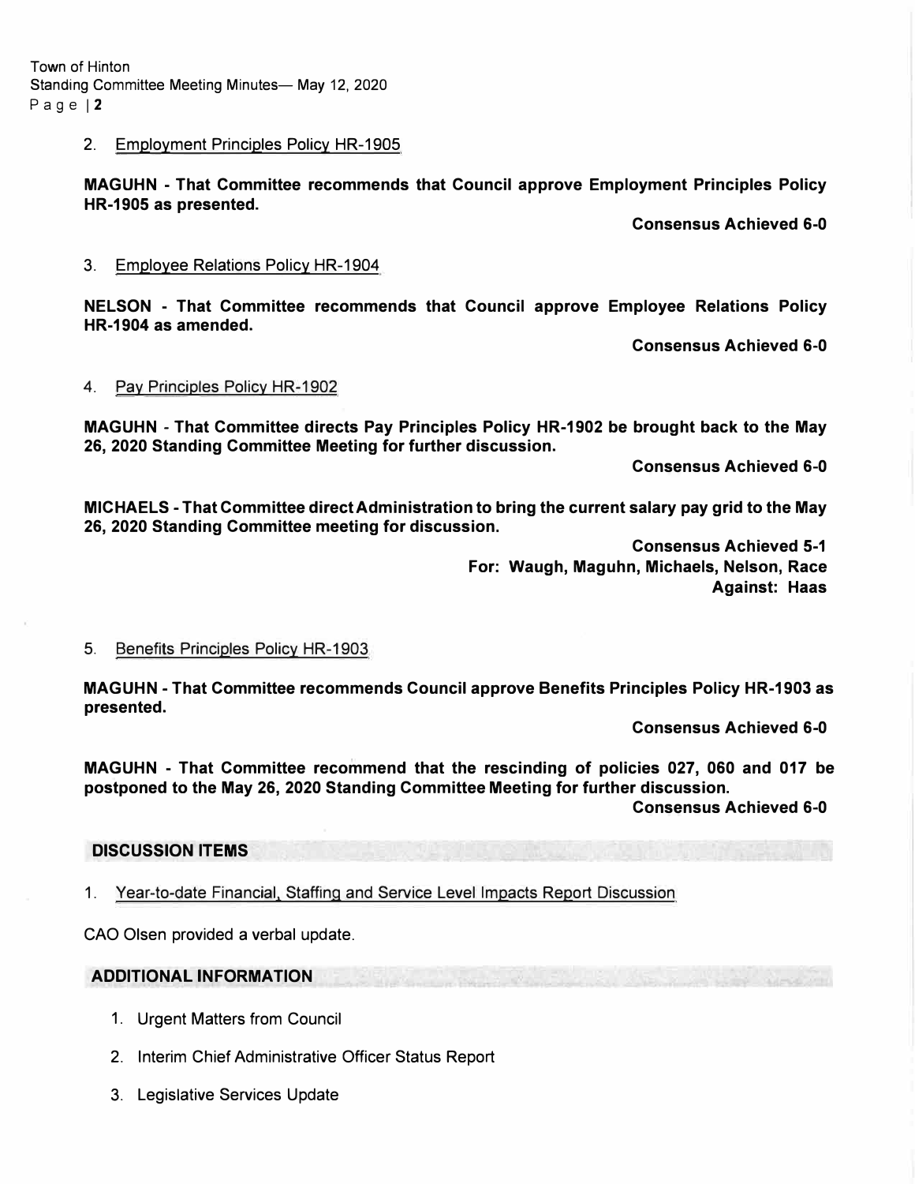2. Employment Principles Policy HR-1905

**MAGUHN - That Committee recommends that Council approve Employment Principles Policy HR-1905 as presented.**

**Consensus Achieved 6-0**

3. Employee Relations Policy HR-1904

**NELSON - That Committee recommends that Council approve Employee Relations Policy HR-1904 as amended.**

**Consensus Achieved 6-0**

4. Pay Principles Policy HR-1902

**MAGUHN - That Committee directs Pay Principles Policy HR-1902 be brought back to the May 26, 2020 Standing Committee Meeting for further discussion.**

**Consensus Achieved 6-0**

**MICHAELS - That Committee direct Administration to bring the current salary pay grid to the May 26, 2020 Standing Committee meeting for discussion.**

**Consensus Achieved 5-1**
**For: Waugh, Maguhn, Michaels, Nelson, Race**
**Against: Haas**

5. Benefits Principles Policy HR-1903

**MAGUHN - That Committee recommends Council approve Benefits Principles Policy HR-1903 as presented.**

**Consensus Achieved 6-0**

**MAGUHN - That Committee recommend that the rescinding of policies 027, 060 and 017 be postponed to the May 26, 2020 Standing Committee Meeting for further discussion.**

**Consensus Achieved 6-0**

## DISCUSSION ITEMS

1. Year-to-date Financial, Staffing and Service Level Impacts Report Discussion

CAO Olsen provided a verbal update.

## ADDITIONAL INFORMATION

1. Urgent Matters from Council
2. Interim Chief Administrative Officer Status Report
3. Legislative Services Update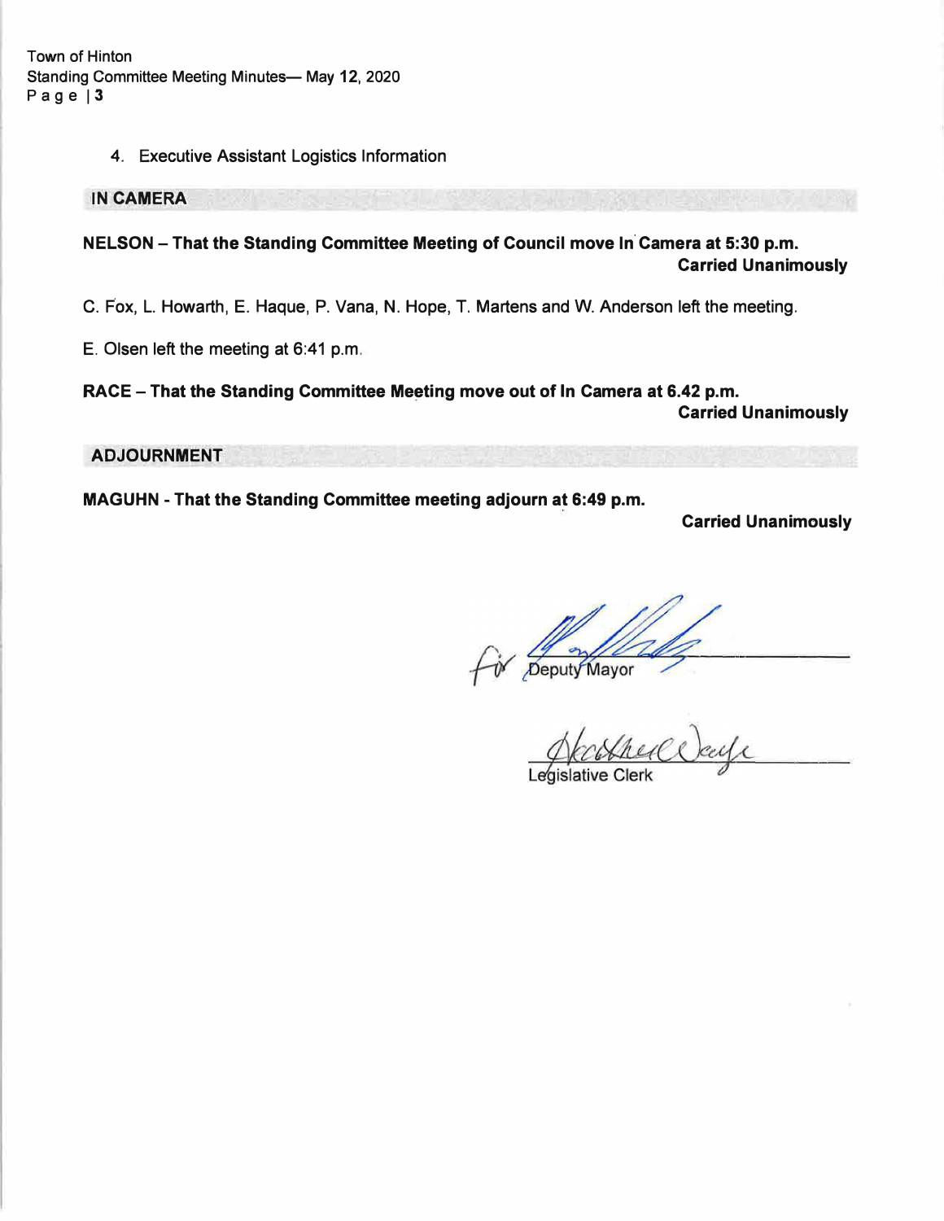4. Executive Assistant Logistics Information

## IN CAMERA

**NELSON – That the Standing Committee Meeting of Council move In Camera at 5:30 p.m.**
**Carried Unanimously**

C. Fox, L. Howarth, E. Haque, P. Vana, N. Hope, T. Martens and W. Anderson left the meeting.

E. Olsen left the meeting at 6:41 p.m.

**RACE – That the Standing Committee Meeting move out of In Camera at 6.42 p.m.**
**Carried Unanimously**

## ADJOURNMENT

**MAGUHN - That the Standing Committee meeting adjourn at 6:49 p.m.**
**Carried Unanimously**

for Deputy Mayor

Legislative Clerk